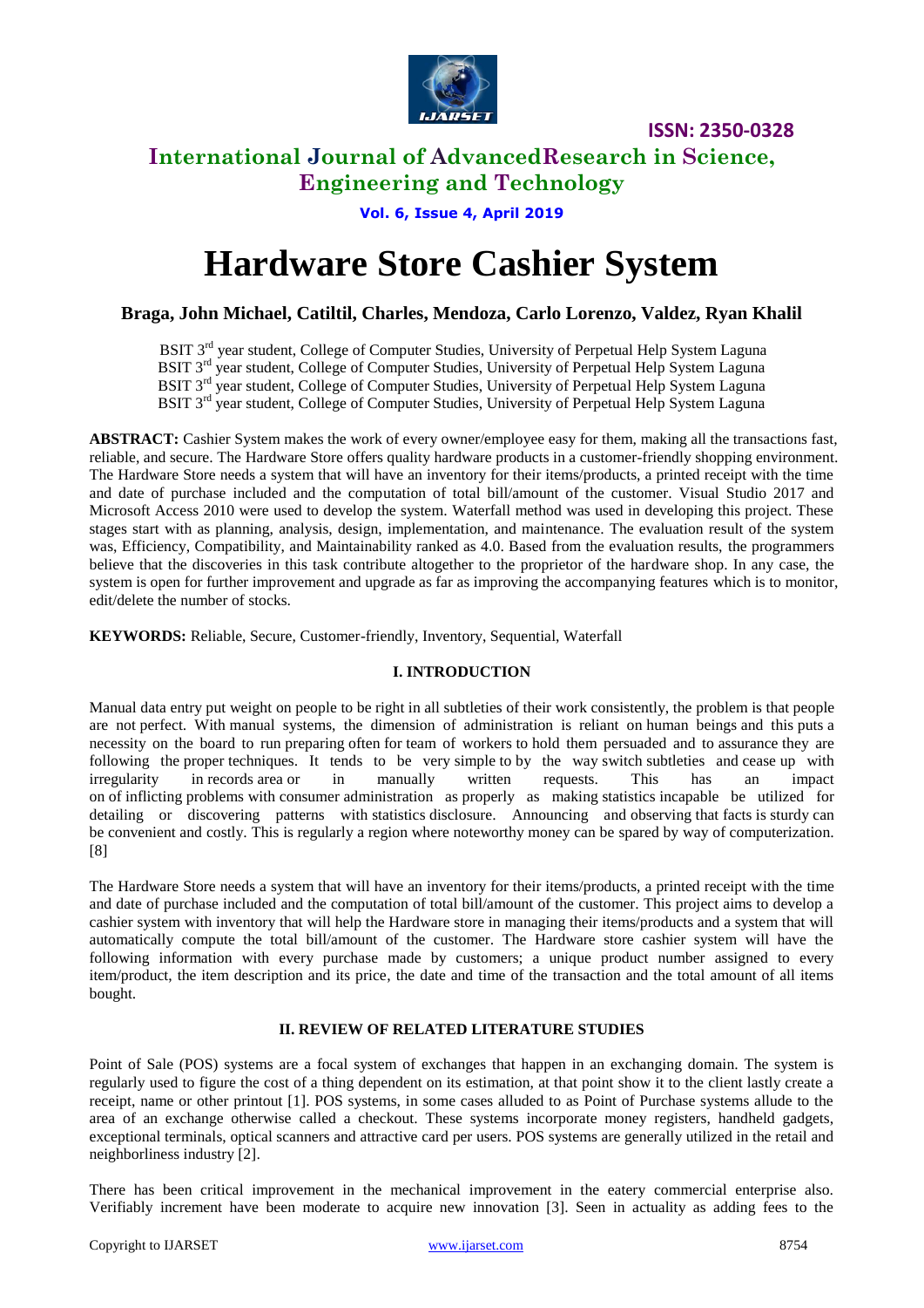# Hardware Store Cashier System

**Braga, John Michael, Catiltil, Charles, Mendoza, Carlo Lorenzo, Valdez, Ryan Khalil**

BSIT 3rd year student, College of Computer Studies, University of Perpetual Help System Laguna
BSIT 3rd year student, College of Computer Studies, University of Perpetual Help System Laguna
BSIT 3rd year student, College of Computer Studies, University of Perpetual Help System Laguna
BSIT 3rd year student, College of Computer Studies, University of Perpetual Help System Laguna

**ABSTRACT:** Cashier System makes the work of every owner/employee easy for them, making all the transactions fast, reliable, and secure. The Hardware Store offers quality hardware products in a customer-friendly shopping environment. The Hardware Store needs a system that will have an inventory for their items/products, a printed receipt with the time and date of purchase included and the computation of total bill/amount of the customer. Visual Studio 2017 and Microsoft Access 2010 were used to develop the system. Waterfall method was used in developing this project. These stages start with as planning, analysis, design, implementation, and maintenance. The evaluation result of the system was, Efficiency, Compatibility, and Maintainability ranked as 4.0. Based from the evaluation results, the programmers believe that the discoveries in this task contribute altogether to the proprietor of the hardware shop. In any case, the system is open for further improvement and upgrade as far as improving the accompanying features which is to monitor, edit/delete the number of stocks.

**KEYWORDS:** Reliable, Secure, Customer-friendly, Inventory, Sequential, Waterfall

## I. INTRODUCTION

Manual data entry put weight on people to be right in all subtleties of their work consistently, the problem is that people are not perfect. With manual systems, the dimension of administration is reliant on human beings and this puts a necessity on the board to run preparing often for team of workers to hold them persuaded and to assurance they are following the proper techniques. It tends to be very simple to by the way switch subtleties and cease up with irregularity in records area or in manually written requests. This has an impact on of inflicting problems with consumer administration as properly as making statistics incapable be utilized for detailing or discovering patterns with statistics disclosure. Announcing and observing that facts is sturdy can be convenient and costly. This is regularly a region where noteworthy money can be spared by way of computerization. [8]

The Hardware Store needs a system that will have an inventory for their items/products, a printed receipt with the time and date of purchase included and the computation of total bill/amount of the customer. This project aims to develop a cashier system with inventory that will help the Hardware store in managing their items/products and a system that will automatically compute the total bill/amount of the customer. The Hardware store cashier system will have the following information with every purchase made by customers; a unique product number assigned to every item/product, the item description and its price, the date and time of the transaction and the total amount of all items bought.

## II. REVIEW OF RELATED LITERATURE STUDIES

Point of Sale (POS) systems are a focal system of exchanges that happen in an exchanging domain. The system is regularly used to figure the cost of a thing dependent on its estimation, at that point show it to the client lastly create a receipt, name or other printout [1]. POS systems, in some cases alluded to as Point of Purchase systems allude to the area of an exchange otherwise called a checkout. These systems incorporate money registers, handheld gadgets, exceptional terminals, optical scanners and attractive card per users. POS systems are generally utilized in the retail and neighborliness industry [2].

There has been critical improvement in the mechanical improvement in the eatery commercial enterprise also. Verifiably increment have been moderate to acquire new innovation [3]. Seen in actuality as adding fees to the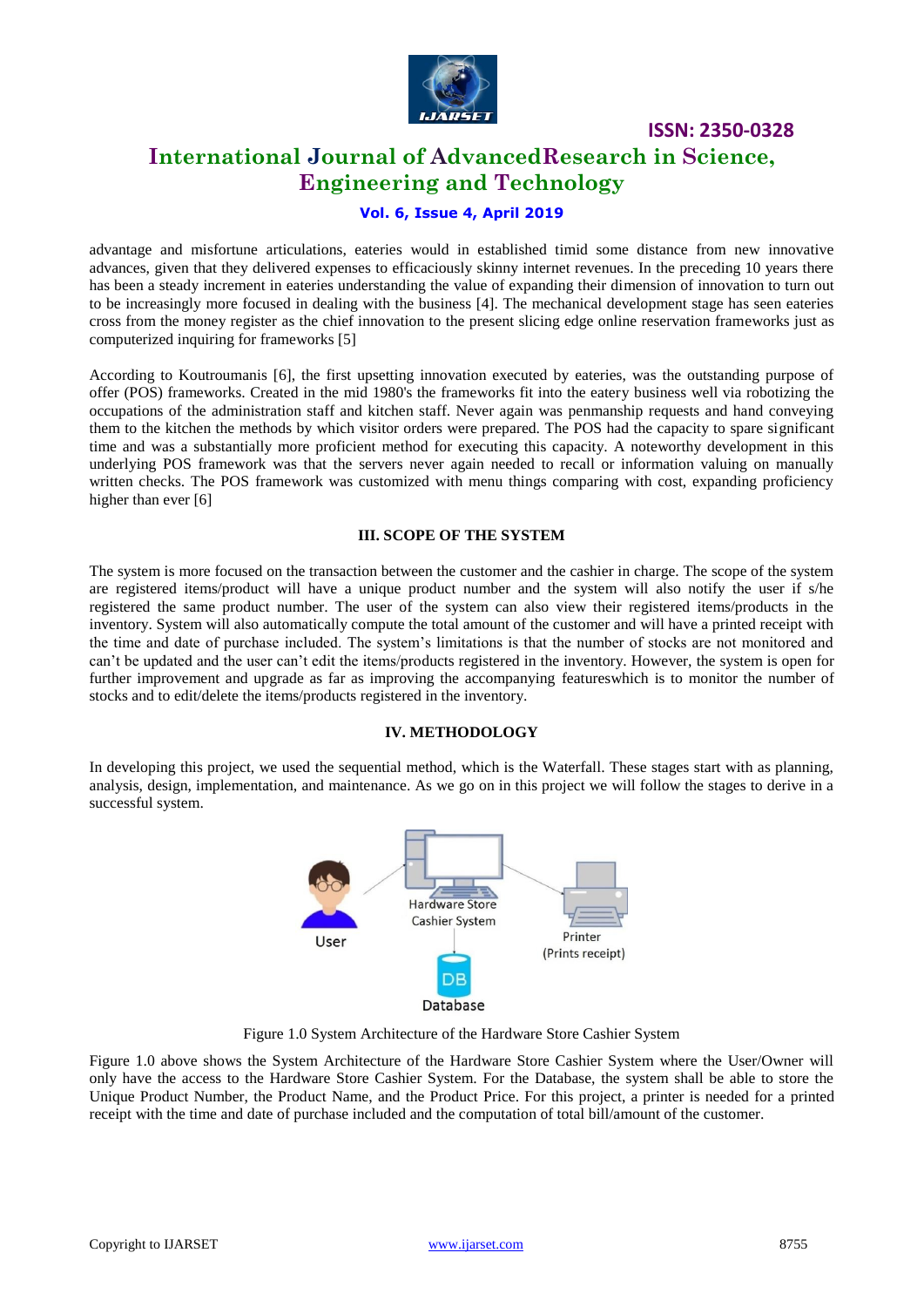advantage and misfortune articulations, eateries would in established timid some distance from new innovative advances, given that they delivered expenses to efficaciously skinny internet revenues. In the preceding 10 years there has been a steady increment in eateries understanding the value of expanding their dimension of innovation to turn out to be increasingly more focused in dealing with the business [4]. The mechanical development stage has seen eateries cross from the money register as the chief innovation to the present slicing edge online reservation frameworks just as computerized inquiring for frameworks [5]

According to Koutroumanis [6], the first upsetting innovation executed by eateries, was the outstanding purpose of offer (POS) frameworks. Created in the mid 1980's the frameworks fit into the eatery business well via robotizing the occupations of the administration staff and kitchen staff. Never again was penmanship requests and hand conveying them to the kitchen the methods by which visitor orders were prepared. The POS had the capacity to spare significant time and was a substantially more proficient method for executing this capacity. A noteworthy development in this underlying POS framework was that the servers never again needed to recall or information valuing on manually written checks. The POS framework was customized with menu things comparing with cost, expanding proficiency higher than ever [6]

## III. SCOPE OF THE SYSTEM

The system is more focused on the transaction between the customer and the cashier in charge. The scope of the system are registered items/product will have a unique product number and the system will also notify the user if s/he registered the same product number. The user of the system can also view their registered items/products in the inventory. System will also automatically compute the total amount of the customer and will have a printed receipt with the time and date of purchase included. The system's limitations is that the number of stocks are not monitored and can't be updated and the user can't edit the items/products registered in the inventory. However, the system is open for further improvement and upgrade as far as improving the accompanying featureswhich is to monitor the number of stocks and to edit/delete the items/products registered in the inventory.

## IV. METHODOLOGY

In developing this project, we used the sequential method, which is the Waterfall. These stages start with as planning, analysis, design, implementation, and maintenance. As we go on in this project we will follow the stages to derive in a successful system.

Figure 1.0 System Architecture of the Hardware Store Cashier System

Figure 1.0 above shows the System Architecture of the Hardware Store Cashier System where the User/Owner will only have the access to the Hardware Store Cashier System. For the Database, the system shall be able to store the Unique Product Number, the Product Name, and the Product Price. For this project, a printer is needed for a printed receipt with the time and date of purchase included and the computation of total bill/amount of the customer.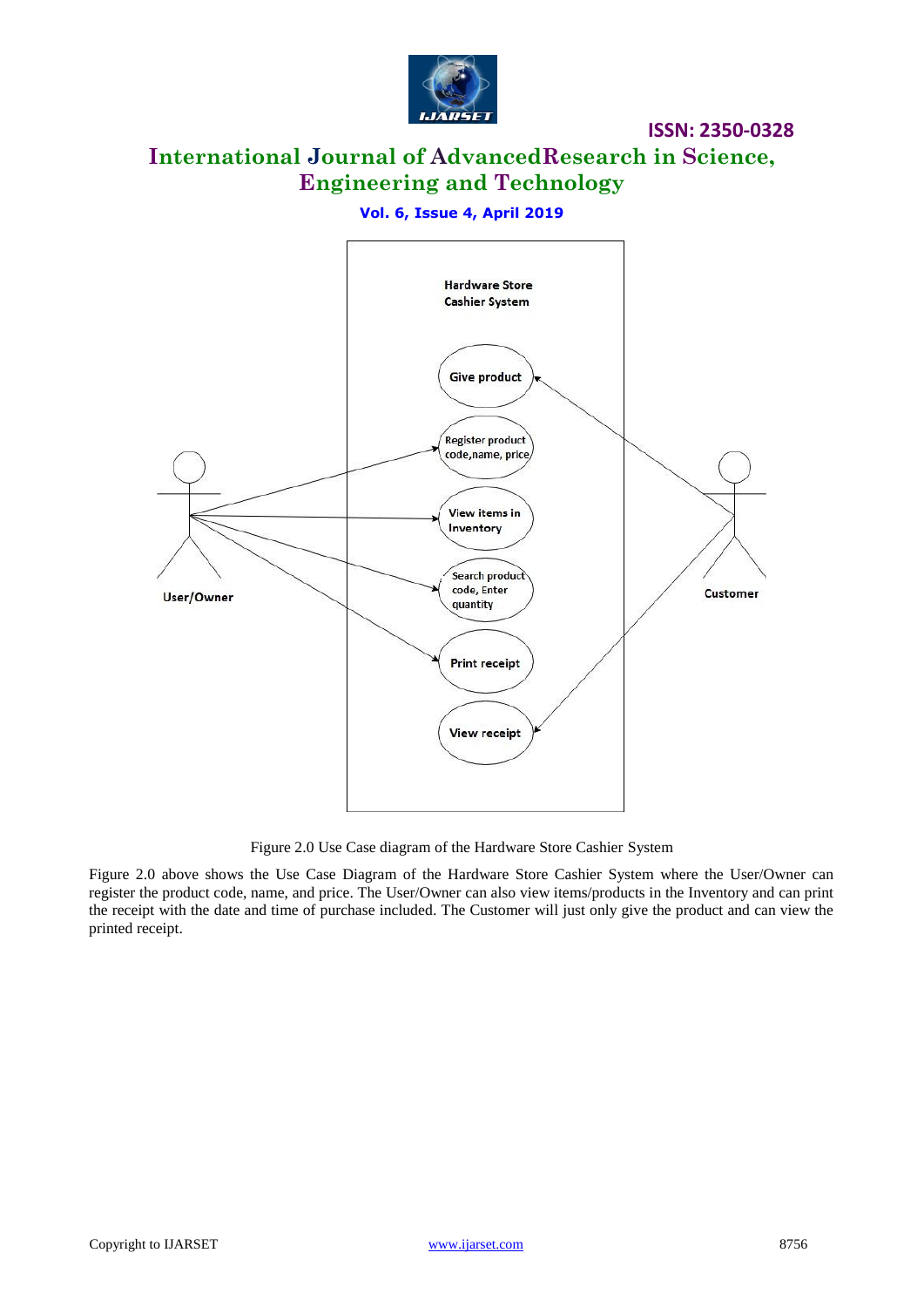Figure 2.0 Use Case diagram of the Hardware Store Cashier System

Figure 2.0 above shows the Use Case Diagram of the Hardware Store Cashier System where the User/Owner can register the product code, name, and price. The User/Owner can also view items/products in the Inventory and can print the receipt with the date and time of purchase included. The Customer will just only give the product and can view the printed receipt.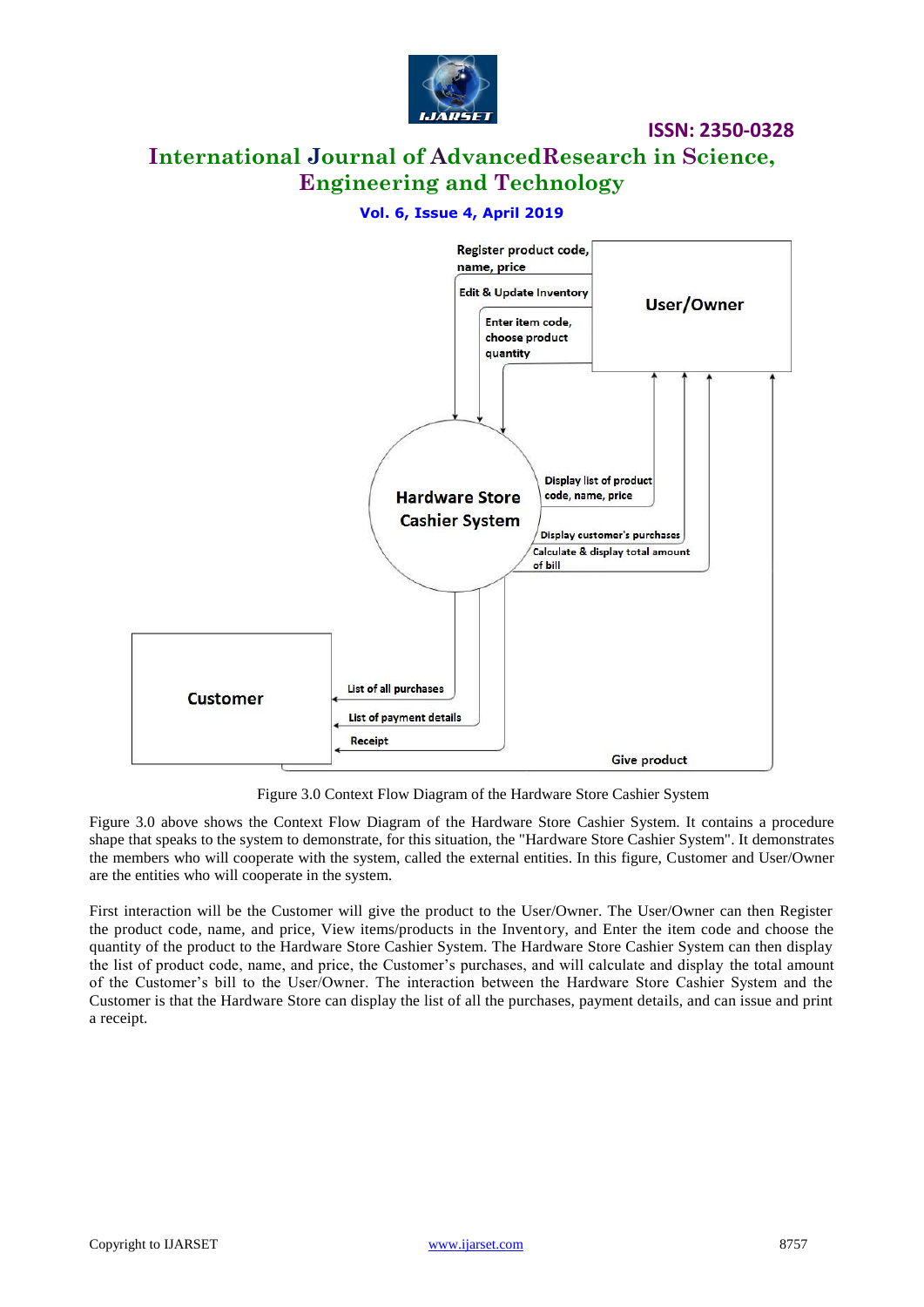Figure 3.0 Context Flow Diagram of the Hardware Store Cashier System

Figure 3.0 above shows the Context Flow Diagram of the Hardware Store Cashier System. It contains a procedure shape that speaks to the system to demonstrate, for this situation, the "Hardware Store Cashier System". It demonstrates the members who will cooperate with the system, called the external entities. In this figure, Customer and User/Owner are the entities who will cooperate in the system.

First interaction will be the Customer will give the product to the User/Owner. The User/Owner can then Register the product code, name, and price, View items/products in the Inventory, and Enter the item code and choose the quantity of the product to the Hardware Store Cashier System. The Hardware Store Cashier System can then display the list of product code, name, and price, the Customer's purchases, and will calculate and display the total amount of the Customer's bill to the User/Owner. The interaction between the Hardware Store Cashier System and the Customer is that the Hardware Store can display the list of all the purchases, payment details, and can issue and print a receipt.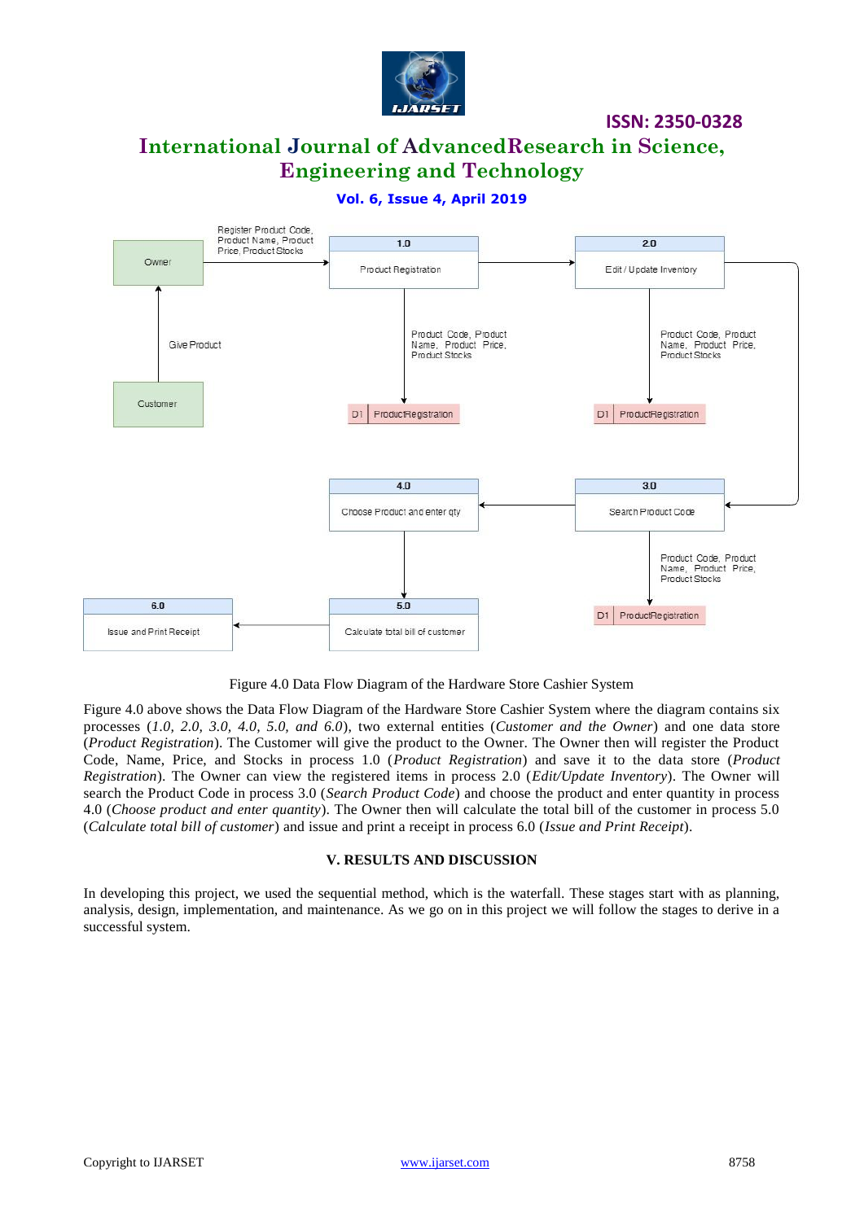Figure 4.0 Data Flow Diagram of the Hardware Store Cashier System

Figure 4.0 above shows the Data Flow Diagram of the Hardware Store Cashier System where the diagram contains six processes (*1.0, 2.0, 3.0, 4.0, 5.0, and 6.0*), two external entities (*Customer and the Owner*) and one data store (*Product Registration*). The Customer will give the product to the Owner. The Owner then will register the Product Code, Name, Price, and Stocks in process 1.0 (*Product Registration*) and save it to the data store (*Product Registration*). The Owner can view the registered items in process 2.0 (*Edit/Update Inventory*). The Owner will search the Product Code in process 3.0 (*Search Product Code*) and choose the product and enter quantity in process 4.0 (*Choose product and enter quantity*). The Owner then will calculate the total bill of the customer in process 5.0 (*Calculate total bill of customer*) and issue and print a receipt in process 6.0 (*Issue and Print Receipt*).

## V. RESULTS AND DISCUSSION

In developing this project, we used the sequential method, which is the waterfall. These stages start with as planning, analysis, design, implementation, and maintenance. As we go on in this project we will follow the stages to derive in a successful system.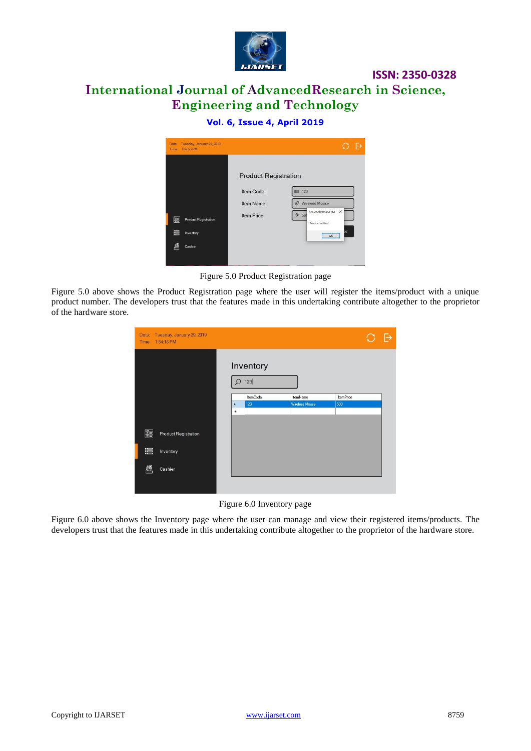Figure 5.0 Product Registration page

Figure 5.0 above shows the Product Registration page where the user will register the items/product with a unique product number. The developers trust that the features made in this undertaking contribute altogether to the proprietor of the hardware store.

Figure 6.0 Inventory page

Figure 6.0 above shows the Inventory page where the user can manage and view their registered items/products. The developers trust that the features made in this undertaking contribute altogether to the proprietor of the hardware store.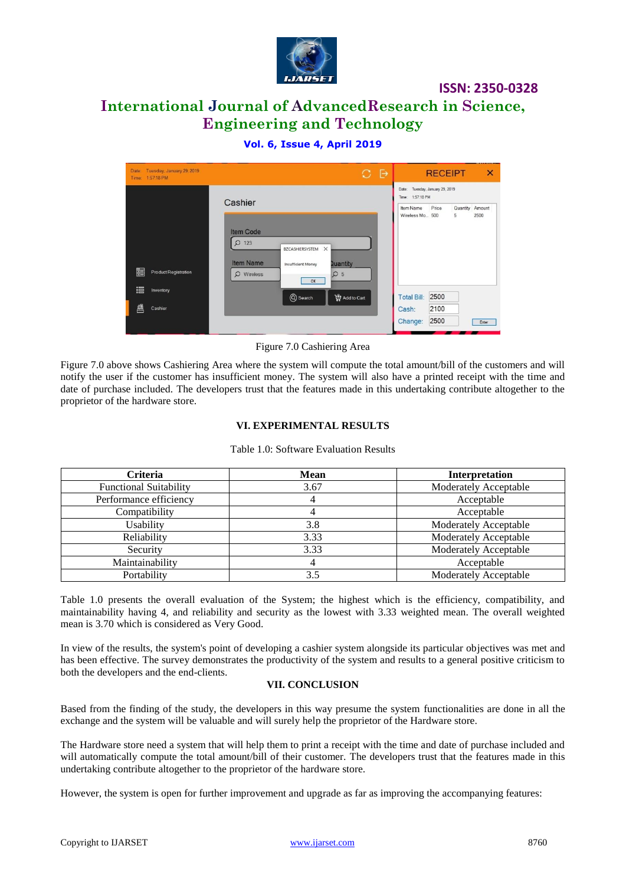Figure 7.0 Cashiering Area

Figure 7.0 above shows Cashiering Area where the system will compute the total amount/bill of the customers and will notify the user if the customer has insufficient money. The system will also have a printed receipt with the time and date of purchase included. The developers trust that the features made in this undertaking contribute altogether to the proprietor of the hardware store.

## VI. EXPERIMENTAL RESULTS

Table 1.0: Software Evaluation Results

| Criteria | Mean | Interpretation |
|---|---|---|
| Functional Suitability | 3.67 | Moderately Acceptable |
| Performance efficiency | 4 | Acceptable |
| Compatibility | 4 | Acceptable |
| Usability | 3.8 | Moderately Acceptable |
| Reliability | 3.33 | Moderately Acceptable |
| Security | 3.33 | Moderately Acceptable |
| Maintainability | 4 | Acceptable |
| Portability | 3.5 | Moderately Acceptable |

Table 1.0 presents the overall evaluation of the System; the highest which is the efficiency, compatibility, and maintainability having 4, and reliability and security as the lowest with 3.33 weighted mean. The overall weighted mean is 3.70 which is considered as Very Good.

In view of the results, the system's point of developing a cashier system alongside its particular objectives was met and has been effective. The survey demonstrates the productivity of the system and results to a general positive criticism to both the developers and the end-clients.

## VII. CONCLUSION

Based from the finding of the study, the developers in this way presume the system functionalities are done in all the exchange and the system will be valuable and will surely help the proprietor of the Hardware store.

The Hardware store need a system that will help them to print a receipt with the time and date of purchase included and will automatically compute the total amount/bill of their customer. The developers trust that the features made in this undertaking contribute altogether to the proprietor of the hardware store.

However, the system is open for further improvement and upgrade as far as improving the accompanying features: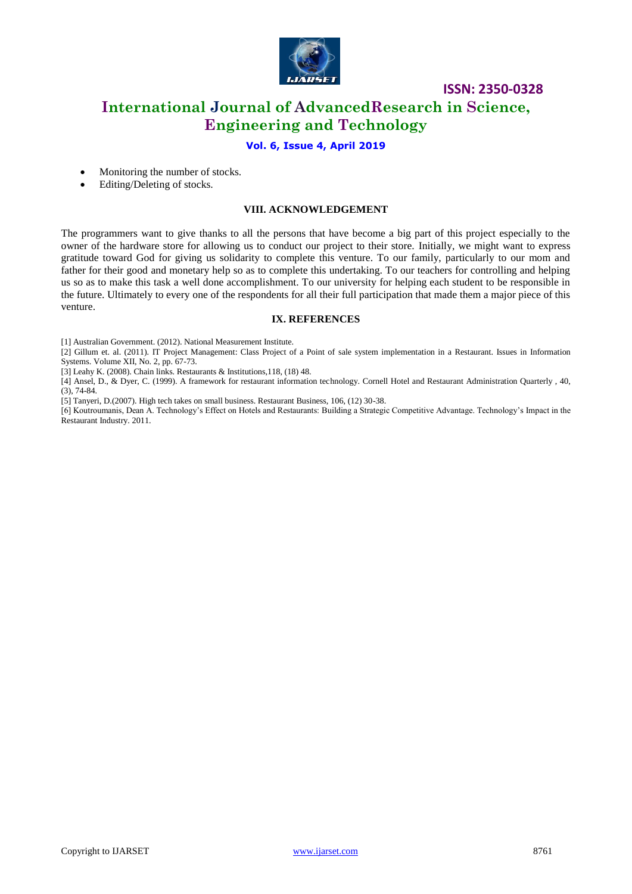- Monitoring the number of stocks.
- Editing/Deleting of stocks.

## VIII. ACKNOWLEDGEMENT

The programmers want to give thanks to all the persons that have become a big part of this project especially to the owner of the hardware store for allowing us to conduct our project to their store. Initially, we might want to express gratitude toward God for giving us solidarity to complete this venture. To our family, particularly to our mom and father for their good and monetary help so as to complete this undertaking. To our teachers for controlling and helping us so as to make this task a well done accomplishment. To our university for helping each student to be responsible in the future. Ultimately to every one of the respondents for all their full participation that made them a major piece of this venture.

## IX. REFERENCES

[1] Australian Government. (2012). National Measurement Institute.

[2] Gillum et. al. (2011). IT Project Management: Class Project of a Point of sale system implementation in a Restaurant. Issues in Information Systems. Volume XII, No. 2, pp. 67-73.

[3] Leahy K. (2008). Chain links. Restaurants & Institutions,118, (18) 48.

[4] Ansel, D., & Dyer, C. (1999). A framework for restaurant information technology. Cornell Hotel and Restaurant Administration Quarterly , 40, (3), 74-84.

[5] Tanyeri, D.(2007). High tech takes on small business. Restaurant Business, 106, (12) 30-38.

[6] Koutroumanis, Dean A. Technology's Effect on Hotels and Restaurants: Building a Strategic Competitive Advantage. Technology's Impact in the Restaurant Industry. 2011.